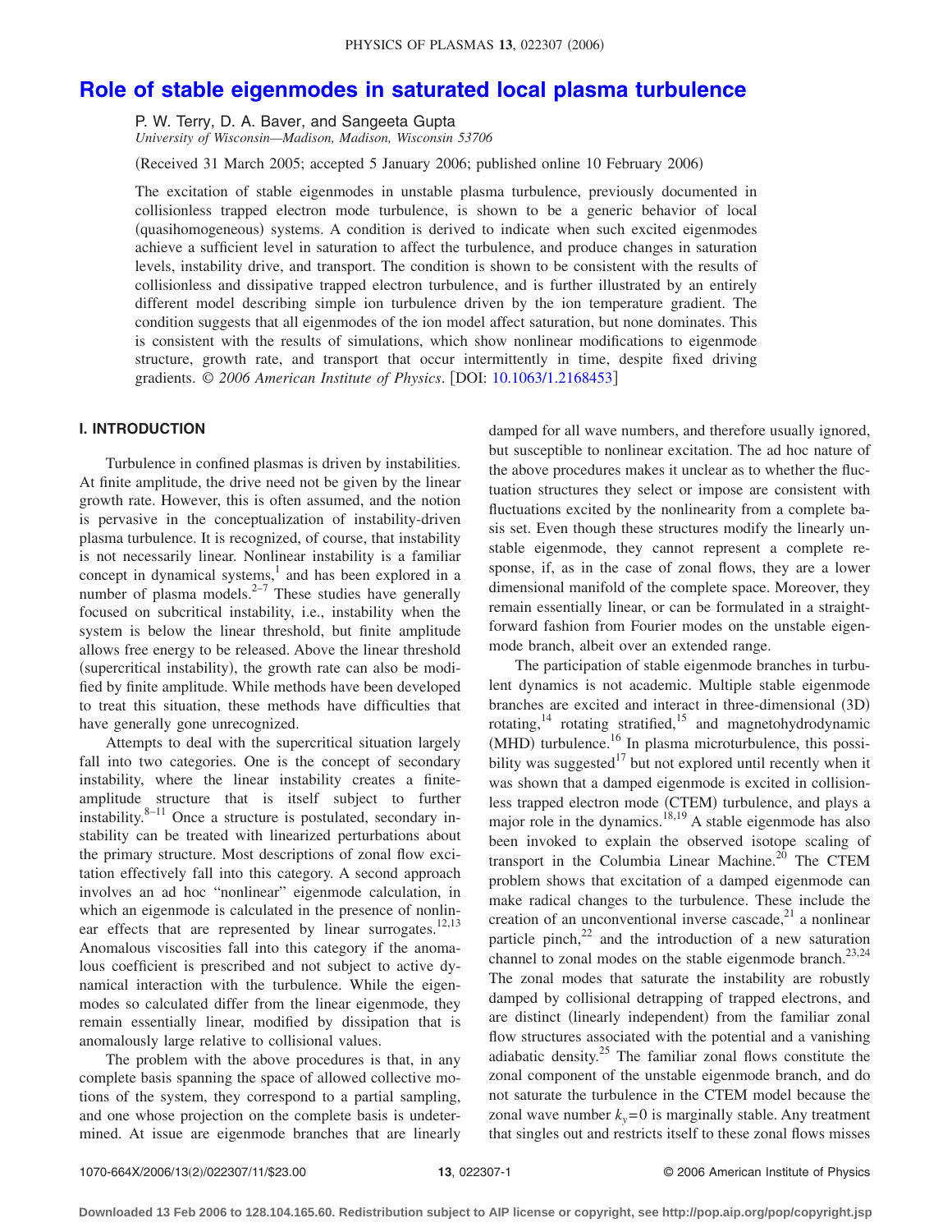# Role of stable eigenmodes in saturated local plasma turbulence

P. W. Terry, D. A. Baver, and Sangeeta Gupta

*University of Wisconsin—Madison, Madison, Wisconsin 53706*

(Received 31 March 2005; accepted 5 January 2006; published online 10 February 2006)

The excitation of stable eigenmodes in unstable plasma turbulence, previously documented in collisionless trapped electron mode turbulence, is shown to be a generic behavior of local (quasihomogeneous) systems. A condition is derived to indicate when such excited eigenmodes achieve a sufficient level in saturation to affect the turbulence, and produce changes in saturation levels, instability drive, and transport. The condition is shown to be consistent with the results of collisionless and dissipative trapped electron turbulence, and is further illustrated by an entirely different model describing simple ion turbulence driven by the ion temperature gradient. The condition suggests that all eigenmodes of the ion model affect saturation, but none dominates. This is consistent with the results of simulations, which show nonlinear modifications to eigenmode structure, growth rate, and transport that occur intermittently in time, despite fixed driving gradients. *© 2006 American Institute of Physics*. [DOI: 10.1063/1.2168453]

## I. INTRODUCTION

Turbulence in confined plasmas is driven by instabilities. At finite amplitude, the drive need not be given by the linear growth rate. However, this is often assumed, and the notion is pervasive in the conceptualization of instability-driven plasma turbulence. It is recognized, of course, that instability is not necessarily linear. Nonlinear instability is a familiar concept in dynamical systems,[1] and has been explored in a number of plasma models.[2–7] These studies have generally focused on subcritical instability, i.e., instability when the system is below the linear threshold, but finite amplitude allows free energy to be released. Above the linear threshold (supercritical instability), the growth rate can also be modified by finite amplitude. While methods have been developed to treat this situation, these methods have difficulties that have generally gone unrecognized.

Attempts to deal with the supercritical situation largely fall into two categories. One is the concept of secondary instability, where the linear instability creates a finite-amplitude structure that is itself subject to further instability.[8–11] Once a structure is postulated, secondary instability can be treated with linearized perturbations about the primary structure. Most descriptions of zonal flow excitation effectively fall into this category. A second approach involves an ad hoc "nonlinear" eigenmode calculation, in which an eigenmode is calculated in the presence of nonlinear effects that are represented by linear surrogates.[12,13] Anomalous viscosities fall into this category if the anomalous coefficient is prescribed and not subject to active dynamical interaction with the turbulence. While the eigenmodes so calculated differ from the linear eigenmode, they remain essentially linear, modified by dissipation that is anomalously large relative to collisional values.

The problem with the above procedures is that, in any complete basis spanning the space of allowed collective motions of the system, they correspond to a partial sampling, and one whose projection on the complete basis is undetermined. At issue are eigenmode branches that are linearly damped for all wave numbers, and therefore usually ignored, but susceptible to nonlinear excitation. The ad hoc nature of the above procedures makes it unclear as to whether the fluctuation structures they select or impose are consistent with fluctuations excited by the nonlinearity from a complete basis set. Even though these structures modify the linearly unstable eigenmode, they cannot represent a complete response, if, as in the case of zonal flows, they are a lower dimensional manifold of the complete space. Moreover, they remain essentially linear, or can be formulated in a straightforward fashion from Fourier modes on the unstable eigenmode branch, albeit over an extended range.

The participation of stable eigenmode branches in turbulent dynamics is not academic. Multiple stable eigenmode branches are excited and interact in three-dimensional (3D) rotating,[14] rotating stratified,[15] and magnetohydrodynamic (MHD) turbulence.[16] In plasma microturbulence, this possibility was suggested[17] but not explored until recently when it was shown that a damped eigenmode is excited in collisionless trapped electron mode (CTEM) turbulence, and plays a major role in the dynamics.[18,19] A stable eigenmode has also been invoked to explain the observed isotope scaling of transport in the Columbia Linear Machine.[20] The CTEM problem shows that excitation of a damped eigenmode can make radical changes to the turbulence. These include the creation of an unconventional inverse cascade,[21] a nonlinear particle pinch,[22] and the introduction of a new saturation channel to zonal modes on the stable eigenmode branch.[23,24] The zonal modes that saturate the instability are robustly damped by collisional detrapping of trapped electrons, and are distinct (linearly independent) from the familiar zonal flow structures associated with the potential and a vanishing adiabatic density.[25] The familiar zonal flows constitute the zonal component of the unstable eigenmode branch, and do not saturate the turbulence in the CTEM model because the zonal wave number $k_y=0$ is marginally stable. Any treatment that singles out and restricts itself to these zonal flows misses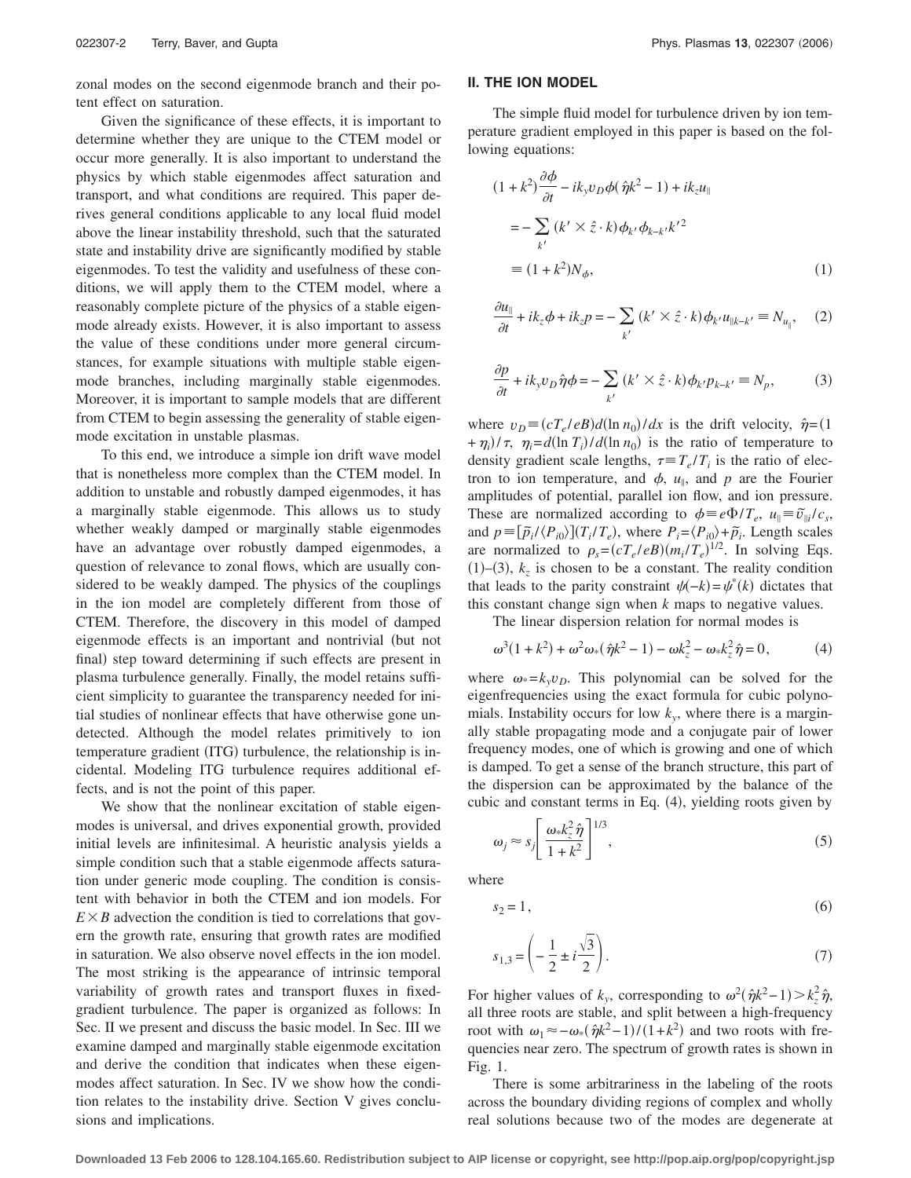zonal modes on the second eigenmode branch and their potent effect on saturation.

Given the significance of these effects, it is important to determine whether they are unique to the CTEM model or occur more generally. It is also important to understand the physics by which stable eigenmodes affect saturation and transport, and what conditions are required. This paper derives general conditions applicable to any local fluid model above the linear instability threshold, such that the saturated state and instability drive are significantly modified by stable eigenmodes. To test the validity and usefulness of these conditions, we will apply them to the CTEM model, where a reasonably complete picture of the physics of a stable eigenmode already exists. However, it is also important to assess the value of these conditions under more general circumstances, for example situations with multiple stable eigenmode branches, including marginally stable eigenmodes. Moreover, it is important to sample models that are different from CTEM to begin assessing the generality of stable eigenmode excitation in unstable plasmas.

To this end, we introduce a simple ion drift wave model that is nonetheless more complex than the CTEM model. In addition to unstable and robustly damped eigenmodes, it has a marginally stable eigenmode. This allows us to study whether weakly damped or marginally stable eigenmodes have an advantage over robustly damped eigenmodes, a question of relevance to zonal flows, which are usually considered to be weakly damped. The physics of the couplings in the ion model are completely different from those of CTEM. Therefore, the discovery in this model of damped eigenmode effects is an important and nontrivial (but not final) step toward determining if such effects are present in plasma turbulence generally. Finally, the model retains sufficient simplicity to guarantee the transparency needed for initial studies of nonlinear effects that have otherwise gone undetected. Although the model relates primitively to ion temperature gradient (ITG) turbulence, the relationship is incidental. Modeling ITG turbulence requires additional effects, and is not the point of this paper.

We show that the nonlinear excitation of stable eigenmodes is universal, and drives exponential growth, provided initial levels are infinitesimal. A heuristic analysis yields a simple condition such that a stable eigenmode affects saturation under generic mode coupling. The condition is consistent with behavior in both the CTEM and ion models. For $E\times B$ advection the condition is tied to correlations that govern the growth rate, ensuring that growth rates are modified in saturation. We also observe novel effects in the ion model. The most striking is the appearance of intrinsic temporal variability of growth rates and transport fluxes in fixed-gradient turbulence. The paper is organized as follows: In Sec. II we present and discuss the basic model. In Sec. III we examine damped and marginally stable eigenmode excitation and derive the condition that indicates when these eigenmodes affect saturation. In Sec. IV we show how the condition relates to the instability drive. Section V gives conclusions and implications.

## II. THE ION MODEL

The simple fluid model for turbulence driven by ion temperature gradient employed in this paper is based on the following equations:

$$(1+k^2)\frac{\partial \phi}{\partial t} - ik_y v_D \phi(\hat{\eta}k^2 - 1) + ik_z u_{\parallel} = -\sum_{k'} (k' \times \hat{z} \cdot k)\phi_{k'}\phi_{k-k'}k'^2 \equiv (1+k^2)N_{\phi}, \tag{1}$$

$$\frac{\partial u_{\parallel}}{\partial t} + ik_z \phi + ik_z p = -\sum_{k'} (k' \times \hat{z} \cdot k)\phi_{k'} u_{\parallel k-k'} \equiv N_{u_{\parallel}}, \tag{2}$$

$$\frac{\partial p}{\partial t} + ik_y v_D \hat{\eta}\phi = -\sum_{k'} (k' \times \hat{z} \cdot k)\phi_{k'} p_{k-k'} \equiv N_p, \tag{3}$$

where $v_D \equiv (cT_e/eB)d(\ln n_0)/dx$ is the drift velocity, $\hat{\eta}=(1+\eta_i)/\tau$, $\eta_i = d(\ln T_i)/d(\ln n_0)$ is the ratio of temperature to density gradient scale lengths, $\tau \equiv T_e/T_i$ is the ratio of electron to ion temperature, and $\phi$, $u_{\parallel}$, and $p$ are the Fourier amplitudes of potential, parallel ion flow, and ion pressure. These are normalized according to $\phi \equiv e\Phi/T_e$, $u_{\parallel} \equiv \tilde{v}_{\parallel i}/c_s$, and $p \equiv [\tilde{p}_i/\langle P_{i0}\rangle](T_i/T_e)$, where $P_i = \langle P_{i0}\rangle + \tilde{p}_i$. Length scales are normalized to $\rho_s = (cT_e/eB)(m_i/T_e)^{1/2}$. In solving Eqs. (1)–(3), $k_z$ is chosen to be a constant. The reality condition that leads to the parity constraint $\psi(-k) = \psi^*(k)$ dictates that this constant change sign when $k$ maps to negative values.

The linear dispersion relation for normal modes is

$$\omega^3(1+k^2) + \omega^2\omega_*(\hat{\eta}k^2 - 1) - \omega k_z^2 - \omega_* k_z^2 \hat{\eta} = 0, \tag{4}$$

where $\omega_* = k_y v_D$. This polynomial can be solved for the eigenfrequencies using the exact formula for cubic polynomials. Instability occurs for low $k_y$, where there is a marginally stable propagating mode and a conjugate pair of lower frequency modes, one of which is growing and one of which is damped. To get a sense of the branch structure, this part of the dispersion can be approximated by the balance of the cubic and constant terms in Eq. (4), yielding roots given by

$$\omega_j \approx s_j \left[\frac{\omega_* k_z^2 \hat{\eta}}{1+k^2}\right]^{1/3}, \tag{5}$$

where

$$s_2 = 1, \tag{6}$$

$$s_{1,3} = \left(-\frac{1}{2} \pm i\frac{\sqrt{3}}{2}\right). \tag{7}$$

For higher values of $k_y$, corresponding to $\omega^2(\hat{\eta}k^2-1) > k_z^2\hat{\eta}$, all three roots are stable, and split between a high-frequency root with $\omega_1 \approx -\omega_*(\hat{\eta}k^2-1)/(1+k^2)$ and two roots with frequencies near zero. The spectrum of growth rates is shown in Fig. 1.

There is some arbitrariness in the labeling of the roots across the boundary dividing regions of complex and wholly real solutions because two of the modes are degenerate at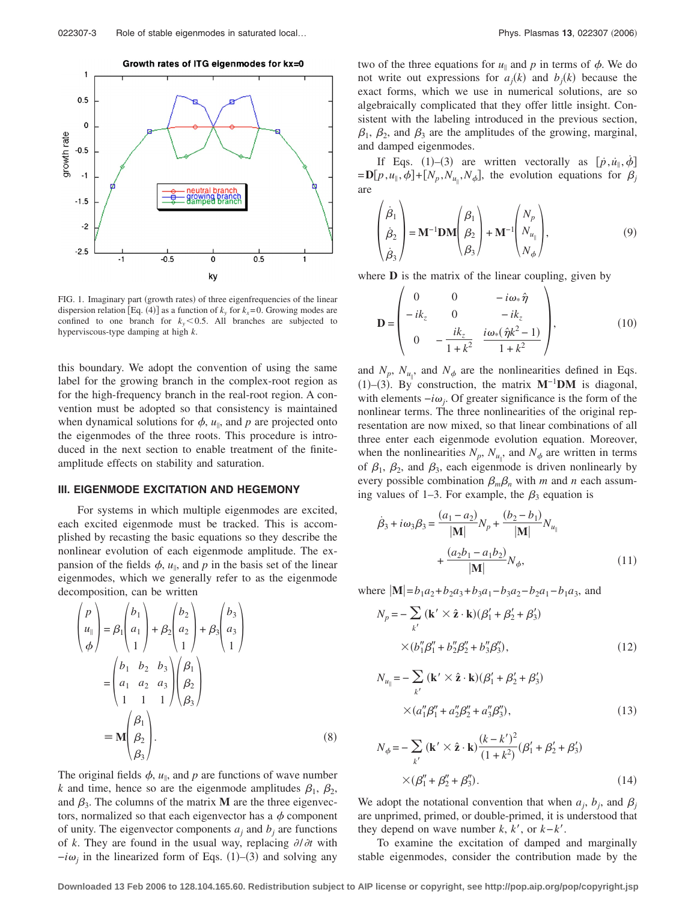FIG. 1. Imaginary part (growth rates) of three eigenfrequencies of the linear dispersion relation [Eq. (4)] as a function of $k_y$ for $k_x = 0$. Growing modes are confined to one branch for $k_y < 0.5$. All branches are subjected to hyperviscous-type damping at high $k$.

this boundary. We adopt the convention of using the same label for the growing branch in the complex-root region as for the high-frequency branch in the real-root region. A convention must be adopted so that consistency is maintained when dynamical solutions for $\phi$, $u_\parallel$, and $p$ are projected onto the eigenmodes of the three roots. This procedure is introduced in the next section to enable treatment of the finite-amplitude effects on stability and saturation.

## III. EIGENMODE EXCITATION AND HEGEMONY

For systems in which multiple eigenmodes are excited, each excited eigenmode must be tracked. This is accomplished by recasting the basic equations so they describe the nonlinear evolution of each eigenmode amplitude. The expansion of the fields $\phi$, $u_\parallel$, and $p$ in the basis set of the linear eigenmodes, which we generally refer to as the eigenmode decomposition, can be written

$$\begin{pmatrix} p \\ u_\parallel \\ \phi \end{pmatrix} = \beta_1 \begin{pmatrix} b_1 \\ a_1 \\ 1 \end{pmatrix} + \beta_2 \begin{pmatrix} b_2 \\ a_2 \\ 1 \end{pmatrix} + \beta_3 \begin{pmatrix} b_3 \\ a_3 \\ 1 \end{pmatrix} = \begin{pmatrix} b_1 & b_2 & b_3 \\ a_1 & a_2 & a_3 \\ 1 & 1 & 1 \end{pmatrix} \begin{pmatrix} \beta_1 \\ \beta_2 \\ \beta_3 \end{pmatrix} \equiv \mathbf{M} \begin{pmatrix} \beta_1 \\ \beta_2 \\ \beta_3 \end{pmatrix}. \tag{8}$$

The original fields $\phi$, $u_\parallel$, and $p$ are functions of wave number $k$ and time, hence so are the eigenmode amplitudes $\beta_1$, $\beta_2$, and $\beta_3$. The columns of the matrix $\mathbf{M}$ are the three eigenvectors, normalized so that each eigenvector has a $\phi$ component of unity. The eigenvector components $a_j$ and $b_j$ are functions of $k$. They are found in the usual way, replacing $\partial/\partial t$ with $-i\omega_j$ in the linearized form of Eqs. (1)–(3) and solving any two of the three equations for $u_\parallel$ and $p$ in terms of $\phi$. We do not write out expressions for $a_j(k)$ and $b_j(k)$ because the exact forms, which we use in numerical solutions, are so algebraically complicated that they offer little insight. Consistent with the labeling introduced in the previous section, $\beta_1$, $\beta_2$, and $\beta_3$ are the amplitudes of the growing, marginal, and damped eigenmodes.

If Eqs. (1)–(3) are written vectorally as $[\dot{p}, \dot{u}_\parallel, \dot{\phi}] = \mathbf{D}[p, u_\parallel, \phi] + [N_p, N_{u_\parallel}, N_\phi]$, the evolution equations for $\beta_j$ are

$$\begin{pmatrix} \dot{\beta}_1 \\ \dot{\beta}_2 \\ \dot{\beta}_3 \end{pmatrix} = \mathbf{M}^{-1}\mathbf{D}\mathbf{M} \begin{pmatrix} \beta_1 \\ \beta_2 \\ \beta_3 \end{pmatrix} + \mathbf{M}^{-1} \begin{pmatrix} N_p \\ N_{u_\parallel} \\ N_\phi \end{pmatrix}, \tag{9}$$

where $\mathbf{D}$ is the matrix of the linear coupling, given by

$$\mathbf{D} = \begin{pmatrix} 0 & 0 & -i\omega_* \hat{\eta} \\ -ik_z & 0 & -ik_z \\ 0 & -\dfrac{ik_z}{1+k^2} & \dfrac{i\omega_*(\hat{\eta}k^2 - 1)}{1+k^2} \end{pmatrix}, \tag{10}$$

and $N_p$, $N_{u_\parallel}$, and $N_\phi$ are the nonlinearities defined in Eqs. (1)–(3). By construction, the matrix $\mathbf{M}^{-1}\mathbf{D}\mathbf{M}$ is diagonal, with elements $-i\omega_j$. Of greater significance is the form of the nonlinear terms. The three nonlinearities of the original representation are now mixed, so that linear combinations of all three enter each eigenmode evolution equation. Moreover, when the nonlinearities $N_p$, $N_{u_\parallel}$, and $N_\phi$ are written in terms of $\beta_1$, $\beta_2$, and $\beta_3$, each eigenmode is driven nonlinearly by every possible combination $\beta_m\beta_n$ with $m$ and $n$ each assuming values of 1–3. For example, the $\beta_3$ equation is

$$\dot{\beta}_3 + i\omega_3\beta_3 = \frac{(a_1 - a_2)}{|\mathbf{M}|}N_p + \frac{(b_2 - b_1)}{|\mathbf{M}|}N_{u_\parallel} + \frac{(a_2 b_1 - a_1 b_2)}{|\mathbf{M}|}N_\phi, \tag{11}$$

where $|\mathbf{M}| = b_1 a_2 + b_2 a_3 + b_3 a_1 - b_3 a_2 - b_2 a_1 - b_1 a_3$, and

$$N_p = -\sum_{k'} (\mathbf{k}' \times \hat{\mathbf{z}} \cdot \mathbf{k})(\beta_1' + \beta_2' + \beta_3') \times (b_1''\beta_1'' + b_2''\beta_2'' + b_3''\beta_3''), \tag{12}$$

$$N_{u_\parallel} = -\sum_{k'} (\mathbf{k}' \times \hat{\mathbf{z}} \cdot \mathbf{k})(\beta_1' + \beta_2' + \beta_3') \times (a_1''\beta_1'' + a_2''\beta_2'' + a_3''\beta_3''), \tag{13}$$

$$N_\phi = -\sum_{k'} (\mathbf{k}' \times \hat{\mathbf{z}} \cdot \mathbf{k})\frac{(k - k')^2}{(1 + k^2)}(\beta_1' + \beta_2' + \beta_3') \times (\beta_1'' + \beta_2'' + \beta_3''). \tag{14}$$

We adopt the notational convention that when $a_j$, $b_j$, and $\beta_j$ are unprimed, primed, or double-primed, it is understood that they depend on wave number $k$, $k'$, or $k - k'$.

To examine the excitation of damped and marginally stable eigenmodes, consider the contribution made by the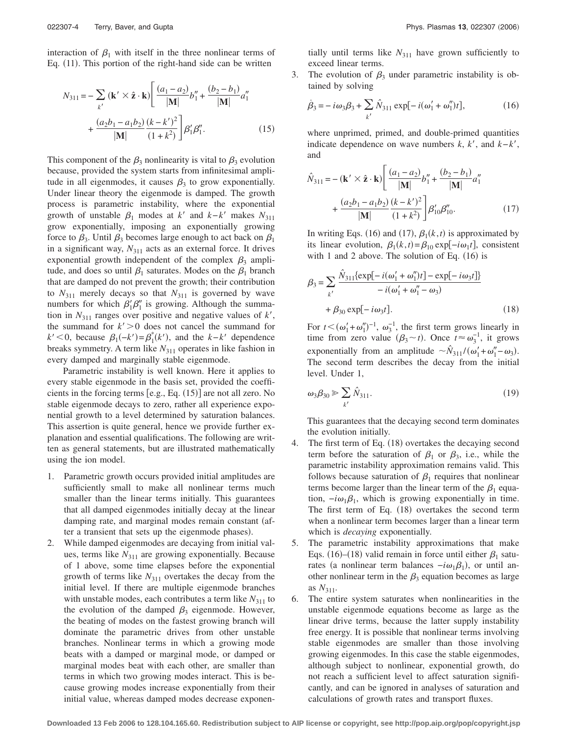interaction of $\beta_1$ with itself in the three nonlinear terms of Eq. (11). This portion of the right-hand side can be written

$$N_{311} = -\sum_{k'} (\mathbf{k}' \times \hat{\mathbf{z}} \cdot \mathbf{k}) \left[ \frac{(a_1 - a_2)}{|\mathbf{M}|} b_1'' + \frac{(b_2 - b_1)}{|\mathbf{M}|} a_1'' + \frac{(a_2 b_1 - a_1 b_2)}{|\mathbf{M}|} \frac{(k-k')^2}{(1+k^2)} \right] \beta_1' \beta_1''. \tag{15}$$

This component of the $\beta_3$ nonlinearity is vital to $\beta_3$ evolution because, provided the system starts from infinitesimal amplitude in all eigenmodes, it causes $\beta_3$ to grow exponentially. Under linear theory the eigenmode is damped. The growth process is parametric instability, where the exponential growth of unstable $\beta_1$ modes at $k'$ and $k-k'$ makes $N_{311}$ grow exponentially, imposing an exponentially growing force to $\beta_3$. Until $\beta_3$ becomes large enough to act back on $\beta_1$ in a significant way, $N_{311}$ acts as an external force. It drives exponential growth independent of the complex $\beta_3$ amplitude, and does so until $\beta_1$ saturates. Modes on the $\beta_1$ branch that are damped do not prevent the growth; their contribution to $N_{311}$ merely decays so that $N_{311}$ is governed by wave numbers for which $\beta_1'\beta_1''$ is growing. Although the summation in $N_{311}$ ranges over positive and negative values of $k'$, the summand for $k'>0$ does not cancel the summand for $k'<0$, because $\beta_1(-k') = \beta_1^*(k')$, and the $k-k'$ dependence breaks symmetry. A term like $N_{311}$ operates in like fashion in every damped and marginally stable eigenmode.

Parametric instability is well known. Here it applies to every stable eigenmode in the basis set, provided the coefficients in the forcing terms [e.g., Eq. (15)] are not all zero. No stable eigenmode decays to zero, rather all experience exponential growth to a level determined by saturation balances. This assertion is quite general, hence we provide further explanation and essential qualifications. The following are written as general statements, but are illustrated mathematically using the ion model.

1. Parametric growth occurs provided initial amplitudes are sufficiently small to make all nonlinear terms much smaller than the linear terms initially. This guarantees that all damped eigenmodes initially decay at the linear damping rate, and marginal modes remain constant (after a transient that sets up the eigenmode phases).
2. While damped eigenmodes are decaying from initial values, terms like $N_{311}$ are growing exponentially. Because of 1 above, some time elapses before the exponential growth of terms like $N_{311}$ overtakes the decay from the initial level. If there are multiple eigenmode branches with unstable modes, each contributes a term like $N_{311}$ to the evolution of the damped $\beta_3$ eigenmode. However, the beating of modes on the fastest growing branch will dominate the parametric drives from other unstable branches. Nonlinear terms in which a growing mode beats with a damped or marginal mode, or damped or marginal modes beat with each other, are smaller than terms in which two growing modes interact. This is because growing modes increase exponentially from their initial value, whereas damped modes decrease exponentially until terms like $N_{311}$ have grown sufficiently to exceed linear terms.
3. The evolution of $\beta_3$ under parametric instability is obtained by solving

$$\dot{\beta}_3 = -i\omega_3 \beta_3 + \sum_{k'} \hat{N}_{311} \exp[-i(\omega_1' + \omega_1'')t], \tag{16}$$

where unprimed, primed, and double-primed quantities indicate dependence on wave numbers $k$, $k'$, and $k-k'$, and

$$\hat{N}_{311} = -(\mathbf{k}' \times \hat{\mathbf{z}} \cdot \mathbf{k}) \left[ \frac{(a_1 - a_2)}{|\mathbf{M}|} b_1'' + \frac{(b_2 - b_1)}{|\mathbf{M}|} a_1'' + \frac{(a_2 b_1 - a_1 b_2)}{|\mathbf{M}|} \frac{(k-k')^2}{(1+k^2)} \right] \beta_{10}' \beta_{10}''. \tag{17}$$

In writing Eqs. (16) and (17), $\beta_1(k,t)$ is approximated by its linear evolution, $\beta_1(k,t) = \beta_{10} \exp[-i\omega_1 t]$, consistent with 1 and 2 above. The solution of Eq. (16) is

$$\beta_3 = \sum_{k'} \frac{\hat{N}_{311}\{\exp[-i(\omega_1' + \omega_1'')t] - \exp[-i\omega_3 t]\}}{-i(\omega_1' + \omega_1'' - \omega_3)} + \beta_{30} \exp[-i\omega_3 t]. \tag{18}$$

For $t < (\omega_1' + \omega_1'')^{-1}$, $\omega_3^{-1}$, the first term grows linearly in time from zero value ($\beta_3 \sim t$). Once $t \approx \omega_3^{-1}$, it grows exponentially from an amplitude $\sim \hat{N}_{311}/(\omega_1' + \omega_1'' - \omega_3)$. The second term describes the decay from the initial level. Under 1,

$$\omega_3 \beta_{30} \gg \sum_{k'} \hat{N}_{311}. \tag{19}$$

This guarantees that the decaying second term dominates the evolution initially.
4. The first term of Eq. (18) overtakes the decaying second term before the saturation of $\beta_1$ or $\beta_3$, i.e., while the parametric instability approximation remains valid. This follows because saturation of $\beta_1$ requires that nonlinear terms become larger than the linear term of the $\beta_1$ equation, $-i\omega_1\beta_1$, which is growing exponentially in time. The first term of Eq. (18) overtakes the second term when a nonlinear term becomes larger than a linear term which is *decaying* exponentially.
5. The parametric instability approximations that make Eqs. (16)–(18) valid remain in force until either $\beta_1$ saturates (a nonlinear term balances $-i\omega_1\beta_1$), or until another nonlinear term in the $\beta_3$ equation becomes as large as $N_{311}$.
6. The entire system saturates when nonlinearities in the unstable eigenmode equations become as large as the linear drive terms, because the latter supply instability free energy. It is possible that nonlinear terms involving stable eigenmodes are smaller than those involving growing eigenmodes. In this case the stable eigenmodes, although subject to nonlinear, exponential growth, do not reach a sufficient level to affect saturation significantly, and can be ignored in analyses of saturation and calculations of growth rates and transport fluxes.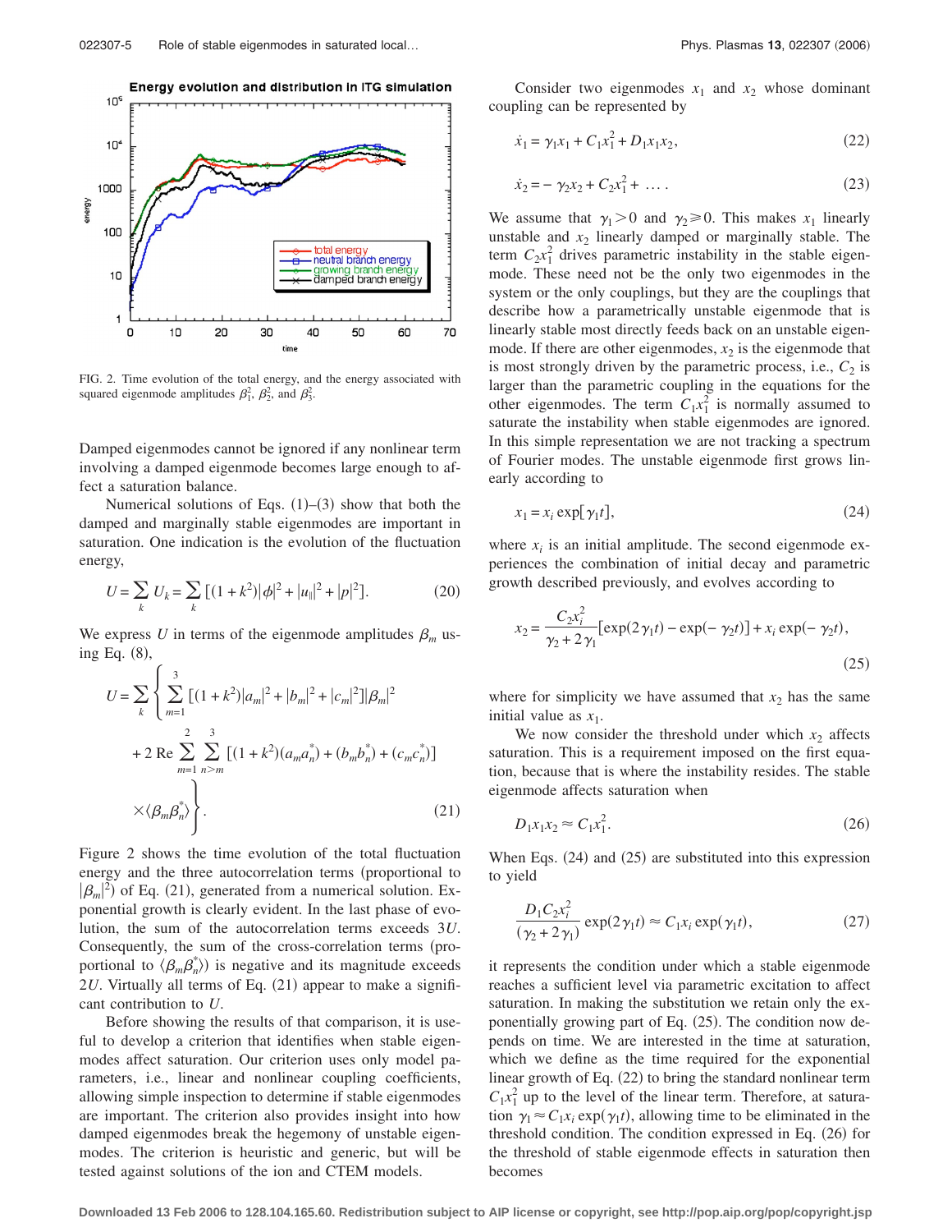FIG. 2. Time evolution of the total energy, and the energy associated with squared eigenmode amplitudes $\beta_1^2$, $\beta_2^2$, and $\beta_3^2$.

Damped eigenmodes cannot be ignored if any nonlinear term involving a damped eigenmode becomes large enough to affect a saturation balance.

Numerical solutions of Eqs. (1)–(3) show that both the damped and marginally stable eigenmodes are important in saturation. One indication is the evolution of the fluctuation energy,

$$U = \sum_k U_k = \sum_k [(1+k^2)|\phi|^2 + |u_\parallel|^2 + |p|^2]. \tag{20}$$

We express $U$ in terms of the eigenmode amplitudes $\beta_m$ using Eq. (8),

$$U = \sum_k \left\{ \sum_{m=1}^{3} [(1+k^2)|a_m|^2 + |b_m|^2 + |c_m|^2]|\beta_m|^2 + 2\,\mathrm{Re} \sum_{m=1}^{2} \sum_{n>m}^{3} [(1+k^2)(a_m a_n^*) + (b_m b_n^*) + (c_m c_n^*)] \times \langle \beta_m \beta_n^* \rangle \right\}. \tag{21}$$

Figure 2 shows the time evolution of the total fluctuation energy and the three autocorrelation terms (proportional to $|\beta_m|^2$) of Eq. (21), generated from a numerical solution. Exponential growth is clearly evident. In the last phase of evolution, the sum of the autocorrelation terms exceeds $3U$. Consequently, the sum of the cross-correlation terms (proportional to $\langle \beta_m \beta_n^* \rangle$) is negative and its magnitude exceeds $2U$. Virtually all terms of Eq. (21) appear to make a significant contribution to $U$.

Before showing the results of that comparison, it is useful to develop a criterion that identifies when stable eigenmodes affect saturation. Our criterion uses only model parameters, i.e., linear and nonlinear coupling coefficients, allowing simple inspection to determine if stable eigenmodes are important. The criterion also provides insight into how damped eigenmodes break the hegemony of unstable eigenmodes. The criterion is heuristic and generic, but will be tested against solutions of the ion and CTEM models.

Consider two eigenmodes $x_1$ and $x_2$ whose dominant coupling can be represented by

$$\dot{x}_1 = \gamma_1 x_1 + C_1 x_1^2 + D_1 x_1 x_2, \tag{22}$$

$$\dot{x}_2 = -\gamma_2 x_2 + C_2 x_1^2 + \ldots . \tag{23}$$

We assume that $\gamma_1 > 0$ and $\gamma_2 \geqslant 0$. This makes $x_1$ linearly unstable and $x_2$ linearly damped or marginally stable. The term $C_2 x_1^2$ drives parametric instability in the stable eigenmode. These need not be the only two eigenmodes in the system or the only couplings, but they are the couplings that describe how a parametrically unstable eigenmode that is linearly stable most directly feeds back on an unstable eigenmode. If there are other eigenmodes, $x_2$ is the eigenmode that is most strongly driven by the parametric process, i.e., $C_2$ is larger than the parametric coupling in the equations for the other eigenmodes. The term $C_1 x_1^2$ is normally assumed to saturate the instability when stable eigenmodes are ignored. In this simple representation we are not tracking a spectrum of Fourier modes. The unstable eigenmode first grows linearly according to

$$x_1 = x_i \exp[\gamma_1 t], \tag{24}$$

where $x_i$ is an initial amplitude. The second eigenmode experiences the combination of initial decay and parametric growth described previously, and evolves according to

$$x_2 = \frac{C_2 x_i^2}{\gamma_2 + 2\gamma_1}[\exp(2\gamma_1 t) - \exp(-\gamma_2 t)] + x_i \exp(-\gamma_2 t), \tag{25}$$

where for simplicity we have assumed that $x_2$ has the same initial value as $x_1$.

We now consider the threshold under which $x_2$ affects saturation. This is a requirement imposed on the first equation, because that is where the instability resides. The stable eigenmode affects saturation when

$$D_1 x_1 x_2 \approx C_1 x_1^2. \tag{26}$$

When Eqs. (24) and (25) are substituted into this expression to yield

$$\frac{D_1 C_2 x_i^2}{(\gamma_2 + 2\gamma_1)} \exp(2\gamma_1 t) \approx C_1 x_i \exp(\gamma_1 t), \tag{27}$$

it represents the condition under which a stable eigenmode reaches a sufficient level via parametric excitation to affect saturation. In making the substitution we retain only the exponentially growing part of Eq. (25). The condition now depends on time. We are interested in the time at saturation, which we define as the time required for the exponential linear growth of Eq. (22) to bring the standard nonlinear term $C_1 x_1^2$ up to the level of the linear term. Therefore, at saturation $\gamma_1 \approx C_1 x_i \exp(\gamma_1 t)$, allowing time to be eliminated in the threshold condition. The condition expressed in Eq. (26) for the threshold of stable eigenmode effects in saturation then becomes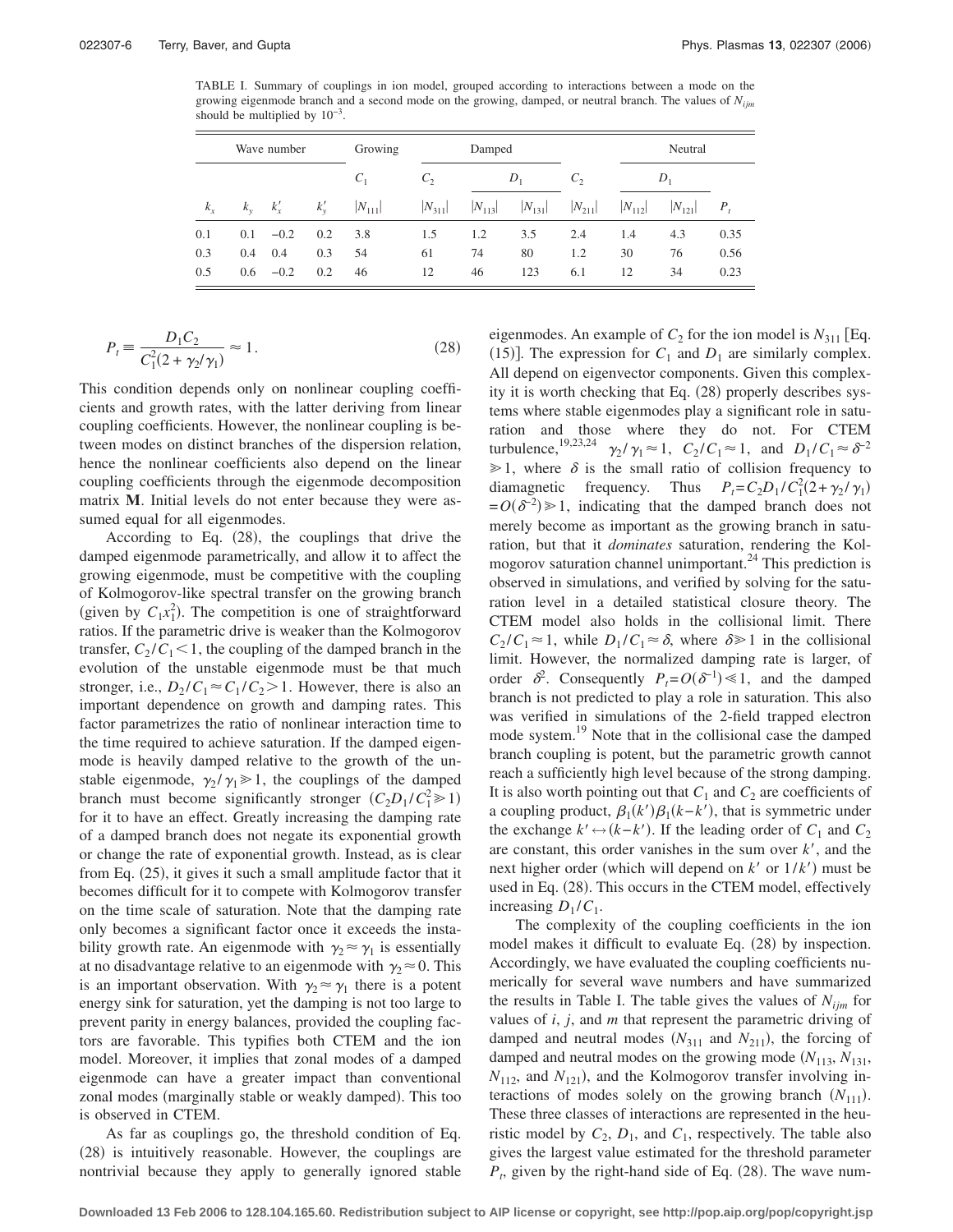TABLE I. Summary of couplings in ion model, grouped according to interactions between a mode on the growing eigenmode branch and a second mode on the growing, damped, or neutral branch. The values of $N_{ijm}$ should be multiplied by $10^{-3}$.

| Wave number | | | | Growing | Damped | | | Neutral | | | |
|---|---|---|---|---|---|---|---|---|---|---|---|
| | | | | $C_1$ | $C_2$ | $D_1$ | | $C_2$ | $D_1$ | | |
| $k_x$ | $k_y$ | $k_x'$ | $k_y'$ | $\|N_{111}\|$ | $\|N_{311}\|$ | $\|N_{113}\|$ | $\|N_{131}\|$ | $\|N_{211}\|$ | $\|N_{112}\|$ | $\|N_{121}\|$ | $P_t$ |
| 0.1 | 0.1 | −0.2 | 0.2 | 3.8 | 1.5 | 1.2 | 3.5 | 2.4 | 1.4 | 4.3 | 0.35 |
| 0.3 | 0.4 | 0.4 | 0.3 | 54 | 61 | 74 | 80 | 1.2 | 30 | 76 | 0.56 |
| 0.5 | 0.6 | −0.2 | 0.2 | 46 | 12 | 46 | 123 | 6.1 | 12 | 34 | 0.23 |

$$P_t \equiv \frac{D_1 C_2}{C_1^2(2+\gamma_2/\gamma_1)} \approx 1. \tag{28}$$

This condition depends only on nonlinear coupling coefficients and growth rates, with the latter deriving from linear coupling coefficients. However, the nonlinear coupling is between modes on distinct branches of the dispersion relation, hence the nonlinear coefficients also depend on the linear coupling coefficients through the eigenmode decomposition matrix **M**. Initial levels do not enter because they were assumed equal for all eigenmodes.

According to Eq. (28), the couplings that drive the damped eigenmode parametrically, and allow it to affect the growing eigenmode, must be competitive with the coupling of Kolmogorov-like spectral transfer on the growing branch (given by $C_1 x_1^2$). The competition is one of straightforward ratios. If the parametric drive is weaker than the Kolmogorov transfer, $C_2/C_1 < 1$, the coupling of the damped branch in the evolution of the unstable eigenmode must be that much stronger, i.e., $D_2/C_1 \approx C_1/C_2 > 1$. However, there is also an important dependence on growth and damping rates. This factor parametrizes the ratio of nonlinear interaction time to the time required to achieve saturation. If the damped eigenmode is heavily damped relative to the growth of the unstable eigenmode, $\gamma_2/\gamma_1 \gg 1$, the couplings of the damped branch must become significantly stronger ($C_2 D_1/C_1^2 \gg 1$) for it to have an effect. Greatly increasing the damping rate of a damped branch does not negate its exponential growth or change the rate of exponential growth. Instead, as is clear from Eq. (25), it gives it such a small amplitude factor that it becomes difficult for it to compete with Kolmogorov transfer on the time scale of saturation. Note that the damping rate only becomes a significant factor once it exceeds the instability growth rate. An eigenmode with $\gamma_2 \approx \gamma_1$ is essentially at no disadvantage relative to an eigenmode with $\gamma_2 \approx 0$. This is an important observation. With $\gamma_2 \approx \gamma_1$ there is a potent energy sink for saturation, yet the damping is not too large to prevent parity in energy balances, provided the coupling factors are favorable. This typifies both CTEM and the ion model. Moreover, it implies that zonal modes of a damped eigenmode can have a greater impact than conventional zonal modes (marginally stable or weakly damped). This too is observed in CTEM.

As far as couplings go, the threshold condition of Eq. (28) is intuitively reasonable. However, the couplings are nontrivial because they apply to generally ignored stable eigenmodes. An example of $C_2$ for the ion model is $N_{311}$ [Eq. (15)]. The expression for $C_1$ and $D_1$ are similarly complex. All depend on eigenvector components. Given this complexity it is worth checking that Eq. (28) properly describes systems where stable eigenmodes play a significant role in saturation and those where they do not. For CTEM turbulence,[19,23,24] $\gamma_2/\gamma_1 \approx 1$, $C_2/C_1 \approx 1$, and $D_1/C_1 \approx \delta^{-2} \gg 1$, where $\delta$ is the small ratio of collision frequency to diamagnetic frequency. Thus $P_t = C_2 D_1/C_1^2(2+\gamma_2/\gamma_1) = O(\delta^{-2}) \gg 1$, indicating that the damped branch does not merely become as important as the growing branch in saturation, but that it *dominates* saturation, rendering the Kolmogorov saturation channel unimportant.[24] This prediction is observed in simulations, and verified by solving for the saturation level in a detailed statistical closure theory. The CTEM model also holds in the collisional limit. There $C_2/C_1 \approx 1$, while $D_1/C_1 \approx \delta$, where $\delta \gg 1$ in the collisional limit. However, the normalized damping rate is larger, of order $\delta^2$. Consequently $P_t = O(\delta^{-1}) \ll 1$, and the damped branch is not predicted to play a role in saturation. This also was verified in simulations of the 2-field trapped electron mode system.[19] Note that in the collisional case the damped branch coupling is potent, but the parametric growth cannot reach a sufficiently high level because of the strong damping. It is also worth pointing out that $C_1$ and $C_2$ are coefficients of a coupling product, $\beta_1(k')\beta_1(k-k')$, that is symmetric under the exchange $k' \leftrightarrow (k-k')$. If the leading order of $C_1$ and $C_2$ are constant, this order vanishes in the sum over $k'$, and the next higher order (which will depend on $k'$ or $1/k'$) must be used in Eq. (28). This occurs in the CTEM model, effectively increasing $D_1/C_1$.

The complexity of the coupling coefficients in the ion model makes it difficult to evaluate Eq. (28) by inspection. Accordingly, we have evaluated the coupling coefficients numerically for several wave numbers and have summarized the results in Table I. The table gives the values of $N_{ijm}$ for values of $i$, $j$, and $m$ that represent the parametric driving of damped and neutral modes ($N_{311}$ and $N_{211}$), the forcing of damped and neutral modes on the growing mode ($N_{113}$, $N_{131}$, $N_{112}$, and $N_{121}$), and the Kolmogorov transfer involving interactions of modes solely on the growing branch ($N_{111}$). These three classes of interactions are represented in the heuristic model by $C_2$, $D_1$, and $C_1$, respectively. The table also gives the largest value estimated for the threshold parameter $P_t$, given by the right-hand side of Eq. (28). The wave num-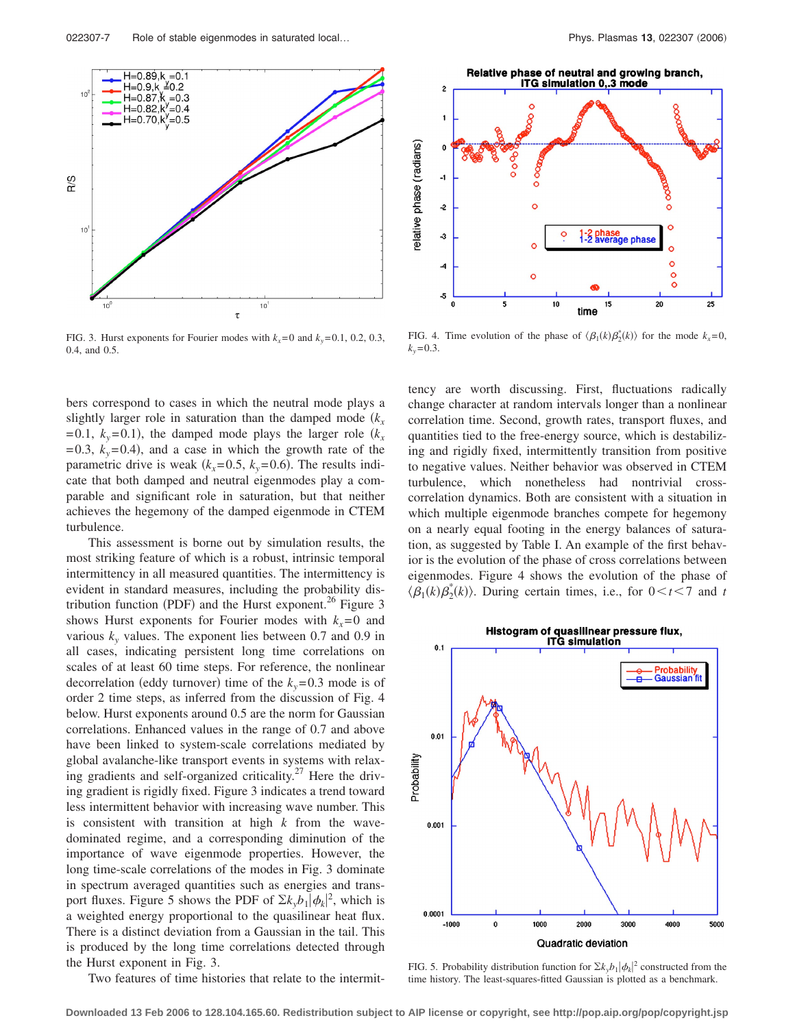FIG. 3. Hurst exponents for Fourier modes with $k_x=0$ and $k_y=0.1$, 0.2, 0.3, 0.4, and 0.5.

FIG. 4. Time evolution of the phase of $\langle \beta_1(k)\beta_2^*(k)\rangle$ for the mode $k_x=0$, $k_y=0.3$.

bers correspond to cases in which the neutral mode plays a slightly larger role in saturation than the damped mode ($k_x=0.1$, $k_y=0.1$), the damped mode plays the larger role ($k_x=0.3$, $k_y=0.4$), and a case in which the growth rate of the parametric drive is weak ($k_x=0.5$, $k_y=0.6$). The results indicate that both damped and neutral eigenmodes play a comparable and significant role in saturation, but that neither achieves the hegemony of the damped eigenmode in CTEM turbulence.

This assessment is borne out by simulation results, the most striking feature of which is a robust, intrinsic temporal intermittency in all measured quantities. The intermittency is evident in standard measures, including the probability distribution function (PDF) and the Hurst exponent.[26] Figure 3 shows Hurst exponents for Fourier modes with $k_x=0$ and various $k_y$ values. The exponent lies between 0.7 and 0.9 in all cases, indicating persistent long time correlations on scales of at least 60 time steps. For reference, the nonlinear decorrelation (eddy turnover) time of the $k_y=0.3$ mode is of order 2 time steps, as inferred from the discussion of Fig. 4 below. Hurst exponents around 0.5 are the norm for Gaussian correlations. Enhanced values in the range of 0.7 and above have been linked to system-scale correlations mediated by global avalanche-like transport events in systems with relaxing gradients and self-organized criticality.[27] Here the driving gradient is rigidly fixed. Figure 3 indicates a trend toward less intermittent behavior with increasing wave number. This is consistent with transition at high $k$ from the wave-dominated regime, and a corresponding diminution of the importance of wave eigenmode properties. However, the long time-scale correlations of the modes in Fig. 3 dominate in spectrum averaged quantities such as energies and transport fluxes. Figure 5 shows the PDF of $\Sigma k_y b_1|\phi_k|^2$, which is a weighted energy proportional to the quasilinear heat flux. There is a distinct deviation from a Gaussian in the tail. This is produced by the long time correlations detected through the Hurst exponent in Fig. 3.

Two features of time histories that relate to the intermittency are worth discussing. First, fluctuations radically change character at random intervals longer than a nonlinear correlation time. Second, growth rates, transport fluxes, and quantities tied to the free-energy source, which is destabilizing and rigidly fixed, intermittently transition from positive to negative values. Neither behavior was observed in CTEM turbulence, which nonetheless had nontrivial cross-correlation dynamics. Both are consistent with a situation in which multiple eigenmode branches compete for hegemony on a nearly equal footing in the energy balances of saturation, as suggested by Table I. An example of the first behavior is the evolution of the phase of cross correlations between eigenmodes. Figure 4 shows the evolution of the phase of $\langle \beta_1(k)\beta_2^*(k)\rangle$. During certain times, i.e., for $0<t<7$ and $t$

FIG. 5. Probability distribution function for $\Sigma k_y b_1|\phi_k|^2$ constructed from the time history. The least-squares-fitted Gaussian is plotted as a benchmark.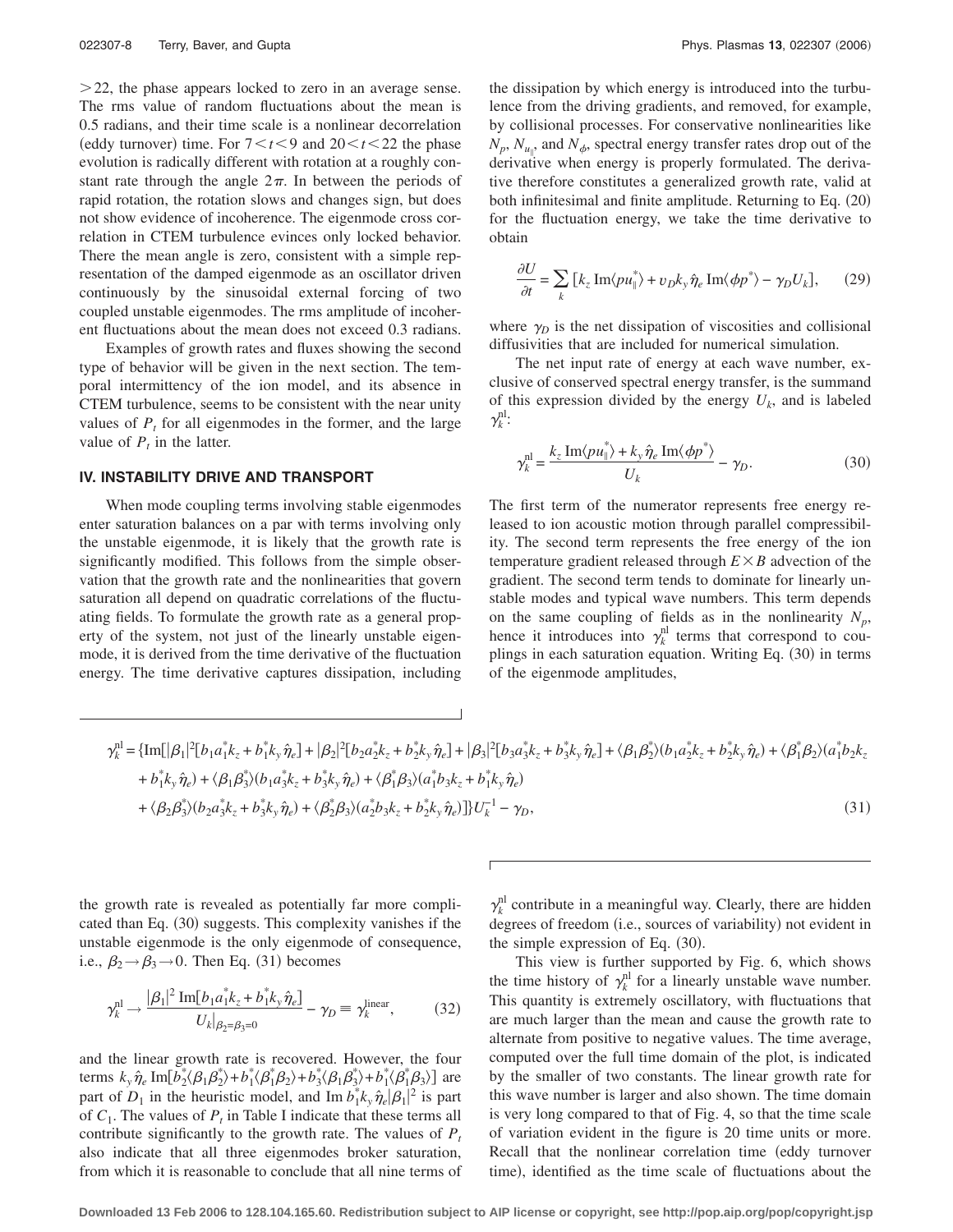$>22$, the phase appears locked to zero in an average sense. The rms value of random fluctuations about the mean is 0.5 radians, and their time scale is a nonlinear decorrelation (eddy turnover) time. For $7<t<9$ and $20<t<22$ the phase evolution is radically different with rotation at a roughly constant rate through the angle $2\pi$. In between the periods of rapid rotation, the rotation slows and changes sign, but does not show evidence of incoherence. The eigenmode cross correlation in CTEM turbulence evinces only locked behavior. There the mean angle is zero, consistent with a simple representation of the damped eigenmode as an oscillator driven continuously by the sinusoidal external forcing of two coupled unstable eigenmodes. The rms amplitude of incoherent fluctuations about the mean does not exceed 0.3 radians.

Examples of growth rates and fluxes showing the second type of behavior will be given in the next section. The temporal intermittency of the ion model, and its absence in CTEM turbulence, seems to be consistent with the near unity values of $P_t$ for all eigenmodes in the former, and the large value of $P_t$ in the latter.

## IV. INSTABILITY DRIVE AND TRANSPORT

When mode coupling terms involving stable eigenmodes enter saturation balances on a par with terms involving only the unstable eigenmode, it is likely that the growth rate is significantly modified. This follows from the simple observation that the growth rate and the nonlinearities that govern saturation all depend on quadratic correlations of the fluctuating fields. To formulate the growth rate as a general property of the system, not just of the linearly unstable eigenmode, it is derived from the time derivative of the fluctuation energy. The time derivative captures dissipation, including the dissipation by which energy is introduced into the turbulence from the driving gradients, and removed, for example, by collisional processes. For conservative nonlinearities like $N_p$, $N_{u_\parallel}$, and $N_\phi$, spectral energy transfer rates drop out of the derivative when energy is properly formulated. The derivative therefore constitutes a generalized growth rate, valid at both infinitesimal and finite amplitude. Returning to Eq. (20) for the fluctuation energy, we take the time derivative to obtain

$$\frac{\partial U}{\partial t} = \sum_k \left[k_z \,\mathrm{Im}\langle p u_\parallel^* \rangle + v_D k_y \hat{\eta}_e \,\mathrm{Im}\langle \phi p^* \rangle - \gamma_D U_k\right], \qquad (29)$$

where $\gamma_D$ is the net dissipation of viscosities and collisional diffusivities that are included for numerical simulation.

The net input rate of energy at each wave number, exclusive of conserved spectral energy transfer, is the summand of this expression divided by the energy $U_k$, and is labeled $\gamma_k^{\mathrm{nl}}$:

$$\gamma_k^{\mathrm{nl}} = \frac{k_z \,\mathrm{Im}\langle p u_\parallel^* \rangle + k_y \hat{\eta}_e \,\mathrm{Im}\langle \phi p^* \rangle}{U_k} - \gamma_D. \qquad (30)$$

The first term of the numerator represents free energy released to ion acoustic motion through parallel compressibility. The second term represents the free energy of the ion temperature gradient released through $E\times B$ advection of the gradient. The second term tends to dominate for linearly unstable modes and typical wave numbers. This term depends on the same coupling of fields as in the nonlinearity $N_p$, hence it introduces into $\gamma_k^{\mathrm{nl}}$ terms that correspond to couplings in each saturation equation. Writing Eq. (30) in terms of the eigenmode amplitudes,

$$\begin{aligned}\gamma_k^{\mathrm{nl}} = \{&\mathrm{Im}[|\beta_1|^2[b_1 a_1^* k_z + b_1^* k_y \hat{\eta}_e] + |\beta_2|^2[b_2 a_2^* k_z + b_2^* k_y \hat{\eta}_e] + |\beta_3|^2[b_3 a_3^* k_z + b_3^* k_y \hat{\eta}_e] + \langle \beta_1 \beta_2^* \rangle (b_1 a_2^* k_z + b_2^* k_y \hat{\eta}_e) + \langle \beta_1^* \beta_2 \rangle (a_1^* b_2 k_z \\ &+ b_1^* k_y \hat{\eta}_e) + \langle \beta_1 \beta_3^* \rangle (b_1 a_3^* k_z + b_3^* k_y \hat{\eta}_e) + \langle \beta_1^* \beta_3 \rangle (a_1^* b_3 k_z + b_1^* k_y \hat{\eta}_e) \\ &+ \langle \beta_2 \beta_3^* \rangle (b_2 a_3^* k_z + b_3^* k_y \hat{\eta}_e) + \langle \beta_2^* \beta_3 \rangle (a_2^* b_3 k_z + b_2^* k_y \hat{\eta}_e)]\} U_k^{-1} - \gamma_D, \end{aligned} \qquad (31)$$

the growth rate is revealed as potentially far more complicated than Eq. (30) suggests. This complexity vanishes if the unstable eigenmode is the only eigenmode of consequence, i.e., $\beta_2 \to \beta_3 \to 0$. Then Eq. (31) becomes

$$\gamma_k^{\mathrm{nl}} \to \frac{|\beta_1|^2 \,\mathrm{Im}[b_1 a_1^* k_z + b_1^* k_y \hat{\eta}_e]}{U_k|_{\beta_2=\beta_3=0}} - \gamma_D \equiv \gamma_k^{\mathrm{linear}}, \qquad (32)$$

and the linear growth rate is recovered. However, the four terms $k_y \hat{\eta}_e \,\mathrm{Im}[b_2^* \langle \beta_1 \beta_2^* \rangle + b_1^* \langle \beta_1^* \beta_2 \rangle + b_3^* \langle \beta_1 \beta_3^* \rangle + b_1^* \langle \beta_1^* \beta_3 \rangle]$ are part of $D_1$ in the heuristic model, and $\mathrm{Im}\, b_1^* k_y \hat{\eta}_e |\beta_1|^2$ is part of $C_1$. The values of $P_t$ in Table I indicate that these terms all contribute significantly to the growth rate. The values of $P_t$ also indicate that all three eigenmodes broker saturation, from which it is reasonable to conclude that all nine terms of $\gamma_k^{\mathrm{nl}}$ contribute in a meaningful way. Clearly, there are hidden degrees of freedom (i.e., sources of variability) not evident in the simple expression of Eq. (30).

This view is further supported by Fig. 6, which shows the time history of $\gamma_k^{\mathrm{nl}}$ for a linearly unstable wave number. This quantity is extremely oscillatory, with fluctuations that are much larger than the mean and cause the growth rate to alternate from positive to negative values. The time average, computed over the full time domain of the plot, is indicated by the smaller of two constants. The linear growth rate for this wave number is larger and also shown. The time domain is very long compared to that of Fig. 4, so that the time scale of variation evident in the figure is 20 time units or more. Recall that the nonlinear correlation time (eddy turnover time), identified as the time scale of fluctuations about the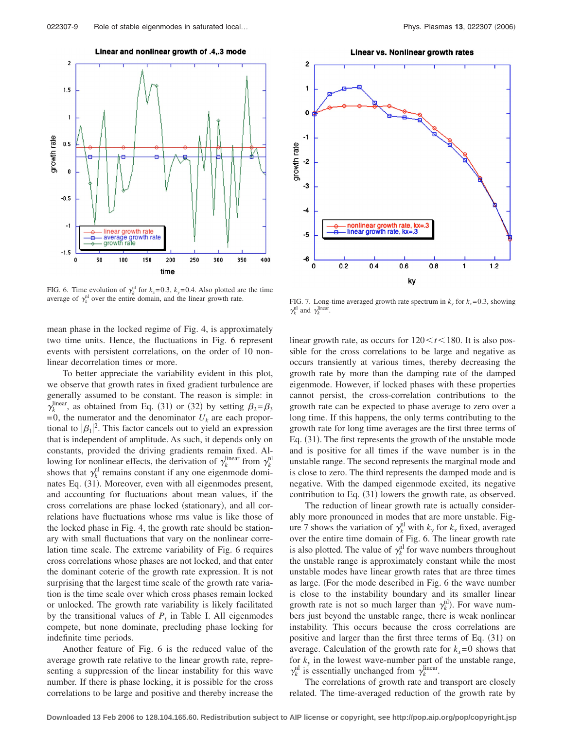FIG. 6. Time evolution of $\gamma_k^{\rm nl}$ for $k_x=0.3$, $k_y=0.4$. Also plotted are the time average of $\gamma_k^{\rm nl}$ over the entire domain, and the linear growth rate.

FIG. 7. Long-time averaged growth rate spectrum in $k_y$ for $k_x=0.3$, showing $\gamma_k^{\rm nl}$ and $\gamma_k^{\rm linear}$.

mean phase in the locked regime of Fig. 4, is approximately two time units. Hence, the fluctuations in Fig. 6 represent events with persistent correlations, on the order of 10 nonlinear decorrelation times or more.

To better appreciate the variability evident in this plot, we observe that growth rates in fixed gradient turbulence are generally assumed to be constant. The reason is simple: in $\gamma_k^{\rm linear}$, as obtained from Eq. (31) or (32) by setting $\beta_2=\beta_3=0$, the numerator and the denominator $U_k$ are each proportional to $|\beta_1|^2$. This factor cancels out to yield an expression that is independent of amplitude. As such, it depends only on constants, provided the driving gradients remain fixed. Allowing for nonlinear effects, the derivation of $\gamma_k^{\rm linear}$ from $\gamma_k^{\rm nl}$ shows that $\gamma_k^{\rm nl}$ remains constant if any one eigenmode dominates Eq. (31). Moreover, even with all eigenmodes present, and accounting for fluctuations about mean values, if the cross correlations are phase locked (stationary), and all correlations have fluctuations whose rms value is like those of the locked phase in Fig. 4, the growth rate should be stationary with small fluctuations that vary on the nonlinear correlation time scale. The extreme variability of Fig. 6 requires cross correlations whose phases are not locked, and that enter the dominant coterie of the growth rate expression. It is not surprising that the largest time scale of the growth rate variation is the time scale over which cross phases remain locked or unlocked. The growth rate variability is likely facilitated by the transitional values of $P_t$ in Table I. All eigenmodes compete, but none dominate, precluding phase locking for indefinite time periods.

Another feature of Fig. 6 is the reduced value of the average growth rate relative to the linear growth rate, representing a suppression of the linear instability for this wave number. If there is phase locking, it is possible for the cross correlations to be large and positive and thereby increase the linear growth rate, as occurs for $120<t<180$. It is also possible for the cross correlations to be large and negative as occurs transiently at various times, thereby decreasing the growth rate by more than the damping rate of the damped eigenmode. However, if locked phases with these properties cannot persist, the cross-correlation contributions to the growth rate can be expected to phase average to zero over a long time. If this happens, the only terms contributing to the growth rate for long time averages are the first three terms of Eq. (31). The first represents the growth of the unstable mode and is positive for all times if the wave number is in the unstable range. The second represents the marginal mode and is close to zero. The third represents the damped mode and is negative. With the damped eigenmode excited, its negative contribution to Eq. (31) lowers the growth rate, as observed.

The reduction of linear growth rate is actually considerably more pronounced in modes that are more unstable. Figure 7 shows the variation of $\gamma_k^{\rm nl}$ with $k_y$ for $k_x$ fixed, averaged over the entire time domain of Fig. 6. The linear growth rate is also plotted. The value of $\gamma_k^{\rm nl}$ for wave numbers throughout the unstable range is approximately constant while the most unstable modes have linear growth rates that are three times as large. (For the mode described in Fig. 6 the wave number is close to the instability boundary and its smaller linear growth rate is not so much larger than $\gamma_k^{\rm nl}$). For wave numbers just beyond the unstable range, there is weak nonlinear instability. This occurs because the cross correlations are positive and larger than the first three terms of Eq. (31) on average. Calculation of the growth rate for $k_x=0$ shows that for $k_y$ in the lowest wave-number part of the unstable range, $\gamma_k^{\rm nl}$ is essentially unchanged from $\gamma_k^{\rm linear}$.

The correlations of growth rate and transport are closely related. The time-averaged reduction of the growth rate by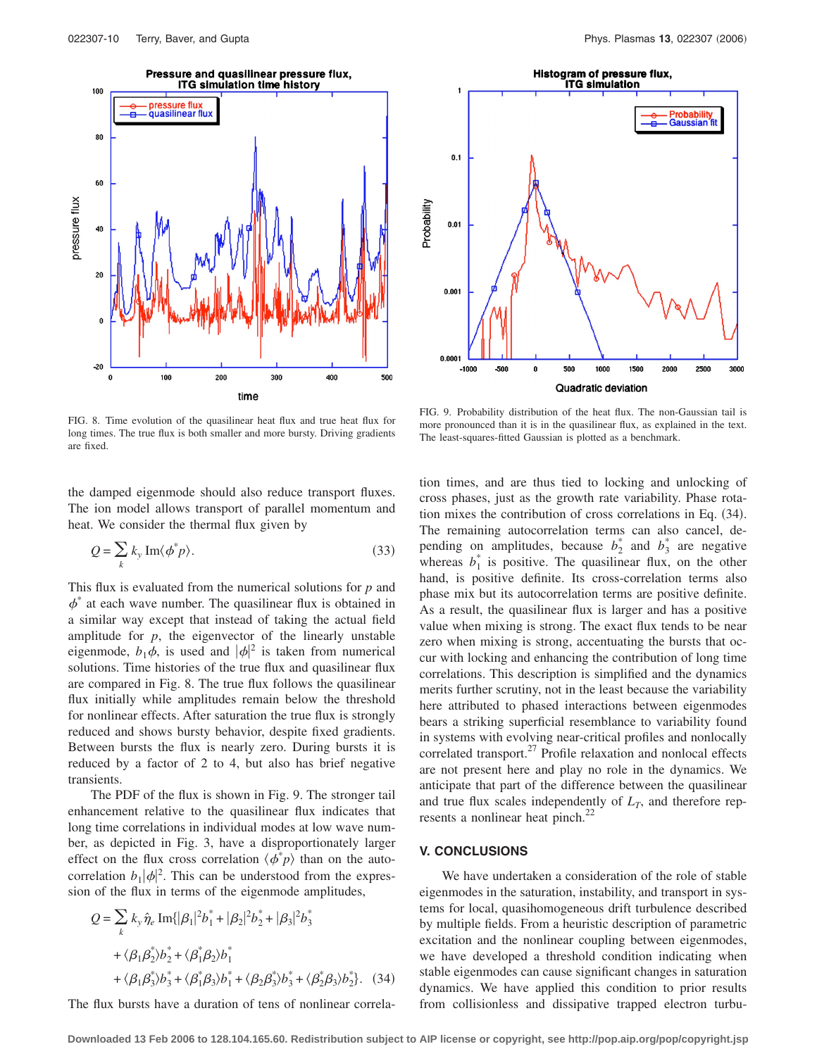FIG. 8. Time evolution of the quasilinear heat flux and true heat flux for long times. The true flux is both smaller and more bursty. Driving gradients are fixed.

FIG. 9. Probability distribution of the heat flux. The non-Gaussian tail is more pronounced than it is in the quasilinear flux, as explained in the text. The least-squares-fitted Gaussian is plotted as a benchmark.

the damped eigenmode should also reduce transport fluxes. The ion model allows transport of parallel momentum and heat. We consider the thermal flux given by

$$Q = \sum_k k_y \,\mathrm{Im}\langle \phi^* p \rangle. \tag{33}$$

This flux is evaluated from the numerical solutions for $p$ and $\phi^*$ at each wave number. The quasilinear flux is obtained in a similar way except that instead of taking the actual field amplitude for $p$, the eigenvector of the linearly unstable eigenmode, $b_1\phi$, is used and $|\phi|^2$ is taken from numerical solutions. Time histories of the true flux and quasilinear flux are compared in Fig. 8. The true flux follows the quasilinear flux initially while amplitudes remain below the threshold for nonlinear effects. After saturation the true flux is strongly reduced and shows bursty behavior, despite fixed gradients. Between bursts the flux is nearly zero. During bursts it is reduced by a factor of 2 to 4, but also has brief negative transients.

The PDF of the flux is shown in Fig. 9. The stronger tail enhancement relative to the quasilinear flux indicates that long time correlations in individual modes at low wave number, as depicted in Fig. 3, have a disproportionately larger effect on the flux cross correlation $\langle \phi^* p \rangle$ than on the autocorrelation $b_1|\phi|^2$. This can be understood from the expression of the flux in terms of the eigenmode amplitudes,

$$\begin{aligned} Q = \sum_k k_y \hat{\eta}_e \,\mathrm{Im}\{ &|\beta_1|^2 b_1^* + |\beta_2|^2 b_2^* + |\beta_3|^2 b_3^* \\ &+ \langle \beta_1 \beta_2^* \rangle b_2^* + \langle \beta_1^* \beta_2 \rangle b_1^* \\ &+ \langle \beta_1 \beta_3^* \rangle b_3^* + \langle \beta_1^* \beta_3 \rangle b_1^* + \langle \beta_2 \beta_3^* \rangle b_3^* + \langle \beta_2^* \beta_3 \rangle b_2^* \}. \end{aligned} \tag{34}$$

The flux bursts have a duration of tens of nonlinear correlation times, and are thus tied to locking and unlocking of cross phases, just as the growth rate variability. Phase rotation mixes the contribution of cross correlations in Eq. (34). The remaining autocorrelation terms can also cancel, depending on amplitudes, because $b_2^*$ and $b_3^*$ are negative whereas $b_1^*$ is positive. The quasilinear flux, on the other hand, is positive definite. Its cross-correlation terms also phase mix but its autocorrelation terms are positive definite. As a result, the quasilinear flux is larger and has a positive value when mixing is strong. The exact flux tends to be near zero when mixing is strong, accentuating the bursts that occur with locking and enhancing the contribution of long time correlations. This description is simplified and the dynamics merits further scrutiny, not in the least because the variability here attributed to phased interactions between eigenmodes bears a striking superficial resemblance to variability found in systems with evolving near-critical profiles and nonlocally correlated transport.[27] Profile relaxation and nonlocal effects are not present here and play no role in the dynamics. We anticipate that part of the difference between the quasilinear and true flux scales independently of $L_T$, and therefore represents a nonlinear heat pinch.[22]

## V. CONCLUSIONS

We have undertaken a consideration of the role of stable eigenmodes in the saturation, instability, and transport in systems for local, quasihomogeneous drift turbulence described by multiple fields. From a heuristic description of parametric excitation and the nonlinear coupling between eigenmodes, we have developed a threshold condition indicating when stable eigenmodes can cause significant changes in saturation dynamics. We have applied this condition to prior results from collisionless and dissipative trapped electron turbu-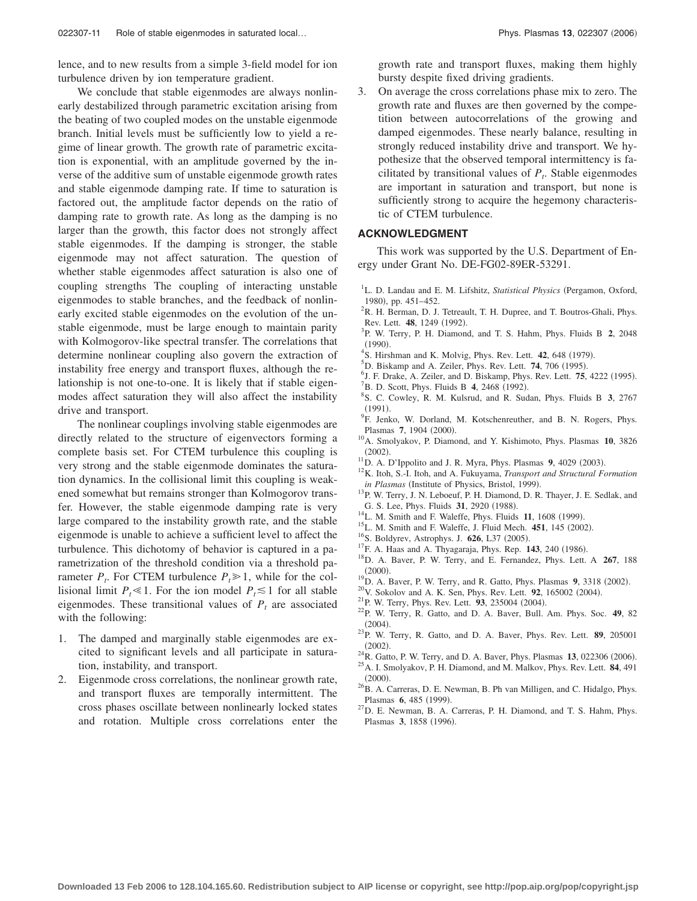lence, and to new results from a simple 3-field model for ion turbulence driven by ion temperature gradient.

We conclude that stable eigenmodes are always nonlinearly destabilized through parametric excitation arising from the beating of two coupled modes on the unstable eigenmode branch. Initial levels must be sufficiently low to yield a regime of linear growth. The growth rate of parametric excitation is exponential, with an amplitude governed by the inverse of the additive sum of unstable eigenmode growth rates and stable eigenmode damping rate. If time to saturation is factored out, the amplitude factor depends on the ratio of damping rate to growth rate. As long as the damping is no larger than the growth, this factor does not strongly affect stable eigenmodes. If the damping is stronger, the stable eigenmode may not affect saturation. The question of whether stable eigenmodes affect saturation is also one of coupling strengths The coupling of interacting unstable eigenmodes to stable branches, and the feedback of nonlinearly excited stable eigenmodes on the evolution of the unstable eigenmode, must be large enough to maintain parity with Kolmogorov-like spectral transfer. The correlations that determine nonlinear coupling also govern the extraction of instability free energy and transport fluxes, although the relationship is not one-to-one. It is likely that if stable eigenmodes affect saturation they will also affect the instability drive and transport.

The nonlinear couplings involving stable eigenmodes are directly related to the structure of eigenvectors forming a complete basis set. For CTEM turbulence this coupling is very strong and the stable eigenmode dominates the saturation dynamics. In the collisional limit this coupling is weakened somewhat but remains stronger than Kolmogorov transfer. However, the stable eigenmode damping rate is very large compared to the instability growth rate, and the stable eigenmode is unable to achieve a sufficient level to affect the turbulence. This dichotomy of behavior is captured in a parametrization of the threshold condition via a threshold parameter $P_t$. For CTEM turbulence $P_t \gg 1$, while for the collisional limit $P_t \ll 1$. For the ion model $P_t \lesssim 1$ for all stable eigenmodes. These transitional values of $P_t$ are associated with the following:

1. The damped and marginally stable eigenmodes are excited to significant levels and all participate in saturation, instability, and transport.
2. Eigenmode cross correlations, the nonlinear growth rate, and transport fluxes are temporally intermittent. The cross phases oscillate between nonlinearly locked states and rotation. Multiple cross correlations enter the growth rate and transport fluxes, making them highly bursty despite fixed driving gradients.
3. On average the cross correlations phase mix to zero. The growth rate and fluxes are then governed by the competition between autocorrelations of the growing and damped eigenmodes. These nearly balance, resulting in strongly reduced instability drive and transport. We hypothesize that the observed temporal intermittency is facilitated by transitional values of $P_t$. Stable eigenmodes are important in saturation and transport, but none is sufficiently strong to acquire the hegemony characteristic of CTEM turbulence.

## ACKNOWLEDGMENT

This work was supported by the U.S. Department of Energy under Grant No. DE-FG02-89ER-53291.

[1] L. D. Landau and E. M. Lifshitz, *Statistical Physics* (Pergamon, Oxford, 1980), pp. 451–452.
[2] R. H. Berman, D. J. Tetreault, T. H. Dupree, and T. Boutros-Ghali, Phys. Rev. Lett. **48**, 1249 (1992).
[3] P. W. Terry, P. H. Diamond, and T. S. Hahm, Phys. Fluids B **2**, 2048 (1990).
[4] S. Hirshman and K. Molvig, Phys. Rev. Lett. **42**, 648 (1979).
[5] D. Biskamp and A. Zeiler, Phys. Rev. Lett. **74**, 706 (1995).
[6] J. F. Drake, A. Zeiler, and D. Biskamp, Phys. Rev. Lett. **75**, 4222 (1995).
[7] B. D. Scott, Phys. Fluids B **4**, 2468 (1992).
[8] S. C. Cowley, R. M. Kulsrud, and R. Sudan, Phys. Fluids B **3**, 2767 (1991).
[9] F. Jenko, W. Dorland, M. Kotschenreuther, and B. N. Rogers, Phys. Plasmas **7**, 1904 (2000).
[10] A. Smolyakov, P. Diamond, and Y. Kishimoto, Phys. Plasmas **10**, 3826 (2002).
[11] D. A. D'Ippolito and J. R. Myra, Phys. Plasmas **9**, 4029 (2003).
[12] K. Itoh, S.-I. Itoh, and A. Fukuyama, *Transport and Structural Formation in Plasmas* (Institute of Physics, Bristol, 1999).
[13] P. W. Terry, J. N. Leboeuf, P. H. Diamond, D. R. Thayer, J. E. Sedlak, and G. S. Lee, Phys. Fluids **31**, 2920 (1988).
[14] L. M. Smith and F. Waleffe, Phys. Fluids **11**, 1608 (1999).
[15] L. M. Smith and F. Waleffe, J. Fluid Mech. **451**, 145 (2002).
[16] S. Boldyrev, Astrophys. J. **626**, L37 (2005).
[17] F. A. Haas and A. Thyagaraja, Phys. Rep. **143**, 240 (1986).
[18] D. A. Baver, P. W. Terry, and E. Fernandez, Phys. Lett. A **267**, 188 (2000).
[19] D. A. Baver, P. W. Terry, and R. Gatto, Phys. Plasmas **9**, 3318 (2002).
[20] V. Sokolov and A. K. Sen, Phys. Rev. Lett. **92**, 165002 (2004).
[21] P. W. Terry, Phys. Rev. Lett. **93**, 235004 (2004).
[22] P. W. Terry, R. Gatto, and D. A. Baver, Bull. Am. Phys. Soc. **49**, 82 (2004).
[23] P. W. Terry, R. Gatto, and D. A. Baver, Phys. Rev. Lett. **89**, 205001 (2002).
[24] R. Gatto, P. W. Terry, and D. A. Baver, Phys. Plasmas **13**, 022306 (2006).
[25] A. I. Smolyakov, P. H. Diamond, and M. Malkov, Phys. Rev. Lett. **84**, 491 (2000).
[26] B. A. Carreras, D. E. Newman, B. Ph van Milligen, and C. Hidalgo, Phys. Plasmas **6**, 485 (1999).
[27] D. E. Newman, B. A. Carreras, P. H. Diamond, and T. S. Hahm, Phys. Plasmas **3**, 1858 (1996).